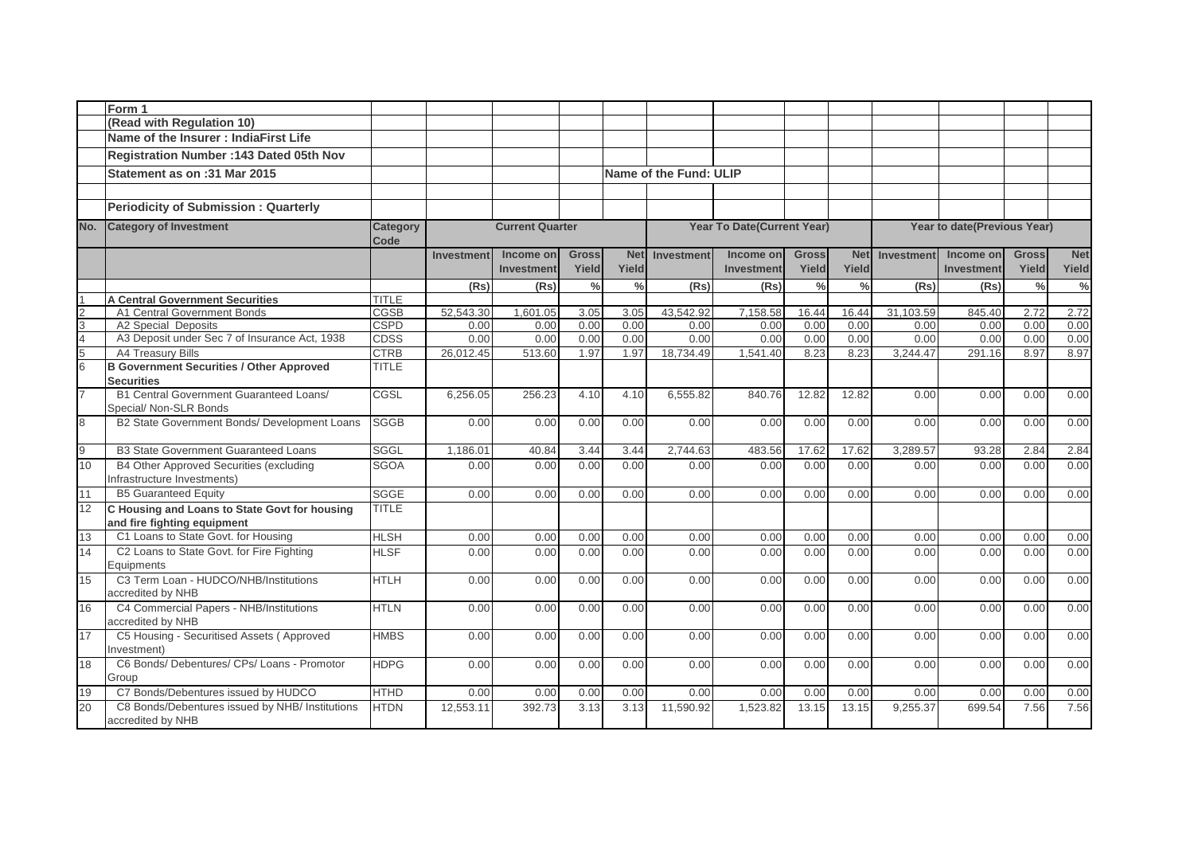Form 1

(Read with Regulation 10)

Name of the Insurer : IndiaFirst Life

Registration Number :143 Dated 05th Nov

Statement as on :31 Mar 2015

Name of the Fund: ULIP

Periodicity of Submission : Quarterly

| No. | Category of Investment | Category Code | Current Quarter | | | | Year To Date(Current Year) | | | | Year to date(Previous Year) | | | |
|---|---|---|---|---|---|---|---|---|---|---|---|---|---|---|
| | | | Investment | Income on Investment | Gross Yield | Net Yield | Investment | Income on Investment | Gross Yield | Net Yield | Investment | Income on Investment | Gross Yield | Net Yield |
| | | | (Rs) | (Rs) | % | % | (Rs) | (Rs) | % | % | (Rs) | (Rs) | % | % |
| 1 | **A Central Government Securities** | TITLE | | | | | | | | | | | | |
| 2 | A1 Central Government Bonds | CGSB | 52,543.30 | 1,601.05 | 3.05 | 3.05 | 43,542.92 | 7,158.58 | 16.44 | 16.44 | 31,103.59 | 845.40 | 2.72 | 2.72 |
| 3 | A2 Special Deposits | CSPD | 0.00 | 0.00 | 0.00 | 0.00 | 0.00 | 0.00 | 0.00 | 0.00 | 0.00 | 0.00 | 0.00 | 0.00 |
| 4 | A3 Deposit under Sec 7 of Insurance Act, 1938 | CDSS | 0.00 | 0.00 | 0.00 | 0.00 | 0.00 | 0.00 | 0.00 | 0.00 | 0.00 | 0.00 | 0.00 | 0.00 |
| 5 | A4 Treasury Bills | CTRB | 26,012.45 | 513.60 | 1.97 | 1.97 | 18,734.49 | 1,541.40 | 8.23 | 8.23 | 3,244.47 | 291.16 | 8.97 | 8.97 |
| 6 | **B Government Securities / Other Approved Securities** | TITLE | | | | | | | | | | | | |
| 7 | B1 Central Government Guaranteed Loans/ Special/ Non-SLR Bonds | CGSL | 6,256.05 | 256.23 | 4.10 | 4.10 | 6,555.82 | 840.76 | 12.82 | 12.82 | 0.00 | 0.00 | 0.00 | 0.00 |
| 8 | B2 State Government Bonds/ Development Loans | SGGB | 0.00 | 0.00 | 0.00 | 0.00 | 0.00 | 0.00 | 0.00 | 0.00 | 0.00 | 0.00 | 0.00 | 0.00 |
| 9 | B3 State Government Guaranteed Loans | SGGL | 1,186.01 | 40.84 | 3.44 | 3.44 | 2,744.63 | 483.56 | 17.62 | 17.62 | 3,289.57 | 93.28 | 2.84 | 2.84 |
| 10 | B4 Other Approved Securities (excluding Infrastructure Investments) | SGOA | 0.00 | 0.00 | 0.00 | 0.00 | 0.00 | 0.00 | 0.00 | 0.00 | 0.00 | 0.00 | 0.00 | 0.00 |
| 11 | B5 Guaranteed Equity | SGGE | 0.00 | 0.00 | 0.00 | 0.00 | 0.00 | 0.00 | 0.00 | 0.00 | 0.00 | 0.00 | 0.00 | 0.00 |
| 12 | **C Housing and Loans to State Govt for housing and fire fighting equipment** | TITLE | | | | | | | | | | | | |
| 13 | C1 Loans to State Govt. for Housing | HLSH | 0.00 | 0.00 | 0.00 | 0.00 | 0.00 | 0.00 | 0.00 | 0.00 | 0.00 | 0.00 | 0.00 | 0.00 |
| 14 | C2 Loans to State Govt. for Fire Fighting Equipments | HLSF | 0.00 | 0.00 | 0.00 | 0.00 | 0.00 | 0.00 | 0.00 | 0.00 | 0.00 | 0.00 | 0.00 | 0.00 |
| 15 | C3 Term Loan - HUDCO/NHB/Institutions accredited by NHB | HTLH | 0.00 | 0.00 | 0.00 | 0.00 | 0.00 | 0.00 | 0.00 | 0.00 | 0.00 | 0.00 | 0.00 | 0.00 |
| 16 | C4 Commercial Papers - NHB/Institutions accredited by NHB | HTLN | 0.00 | 0.00 | 0.00 | 0.00 | 0.00 | 0.00 | 0.00 | 0.00 | 0.00 | 0.00 | 0.00 | 0.00 |
| 17 | C5 Housing - Securitised Assets ( Approved Investment) | HMBS | 0.00 | 0.00 | 0.00 | 0.00 | 0.00 | 0.00 | 0.00 | 0.00 | 0.00 | 0.00 | 0.00 | 0.00 |
| 18 | C6 Bonds/ Debentures/ CPs/ Loans - Promotor Group | HDPG | 0.00 | 0.00 | 0.00 | 0.00 | 0.00 | 0.00 | 0.00 | 0.00 | 0.00 | 0.00 | 0.00 | 0.00 |
| 19 | C7 Bonds/Debentures issued by HUDCO | HTHD | 0.00 | 0.00 | 0.00 | 0.00 | 0.00 | 0.00 | 0.00 | 0.00 | 0.00 | 0.00 | 0.00 | 0.00 |
| 20 | C8 Bonds/Debentures issued by NHB/ Institutions accredited by NHB | HTDN | 12,553.11 | 392.73 | 3.13 | 3.13 | 11,590.92 | 1,523.82 | 13.15 | 13.15 | 9,255.37 | 699.54 | 7.56 | 7.56 |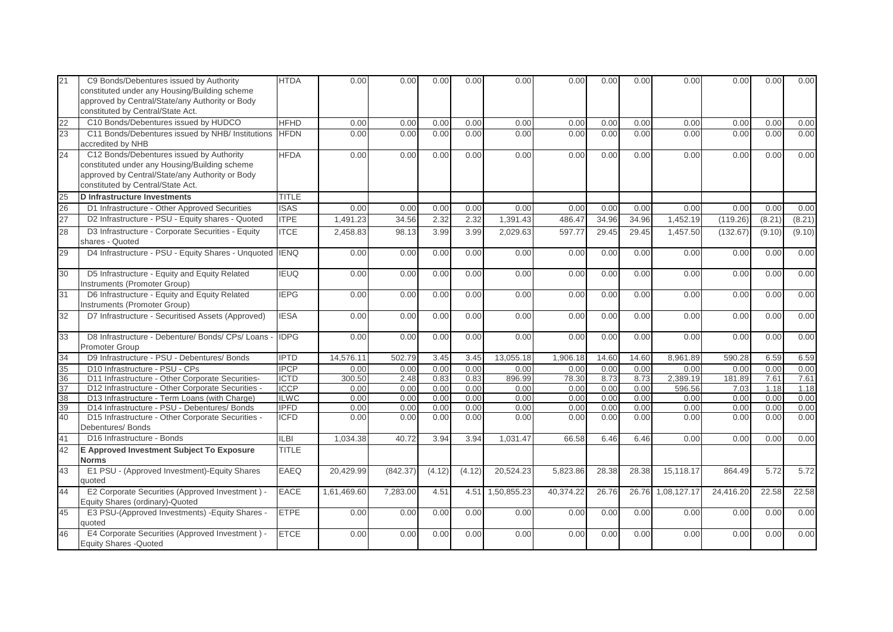| 21 | C9 Bonds/Debentures issued by Authority constituted under any Housing/Building scheme approved by Central/State/any Authority or Body constituted by Central/State Act. | HTDA | 0.00 | 0.00 | 0.00 | 0.00 | 0.00 | 0.00 | 0.00 | 0.00 | 0.00 | 0.00 | 0.00 | 0.00 |
|---|---|---|---|---|---|---|---|---|---|---|---|---|---|---|
| 22 | C10 Bonds/Debentures issued by HUDCO | HFHD | 0.00 | 0.00 | 0.00 | 0.00 | 0.00 | 0.00 | 0.00 | 0.00 | 0.00 | 0.00 | 0.00 | 0.00 |
| 23 | C11 Bonds/Debentures issued by NHB/ Institutions accredited by NHB | HFDN | 0.00 | 0.00 | 0.00 | 0.00 | 0.00 | 0.00 | 0.00 | 0.00 | 0.00 | 0.00 | 0.00 | 0.00 |
| 24 | C12 Bonds/Debentures issued by Authority constituted under any Housing/Building scheme approved by Central/State/any Authority or Body constituted by Central/State Act. | HFDA | 0.00 | 0.00 | 0.00 | 0.00 | 0.00 | 0.00 | 0.00 | 0.00 | 0.00 | 0.00 | 0.00 | 0.00 |
| 25 | **D Infrastructure Investments** | TITLE | | | | | | | | | | | | |
| 26 | D1 Infrastructure - Other Approved Securities | ISAS | 0.00 | 0.00 | 0.00 | 0.00 | 0.00 | 0.00 | 0.00 | 0.00 | 0.00 | 0.00 | 0.00 | 0.00 |
| 27 | D2 Infrastructure - PSU - Equity shares - Quoted | ITPE | 1,491.23 | 34.56 | 2.32 | 2.32 | 1,391.43 | 486.47 | 34.96 | 34.96 | 1,452.19 | (119.26) | (8.21) | (8.21) |
| 28 | D3 Infrastructure - Corporate Securities - Equity shares - Quoted | ITCE | 2,458.83 | 98.13 | 3.99 | 3.99 | 2,029.63 | 597.77 | 29.45 | 29.45 | 1,457.50 | (132.67) | (9.10) | (9.10) |
| 29 | D4 Infrastructure - PSU - Equity Shares - Unquoted | IENQ | 0.00 | 0.00 | 0.00 | 0.00 | 0.00 | 0.00 | 0.00 | 0.00 | 0.00 | 0.00 | 0.00 | 0.00 |
| 30 | D5 Infrastructure - Equity and Equity Related Instruments (Promoter Group) | IEUQ | 0.00 | 0.00 | 0.00 | 0.00 | 0.00 | 0.00 | 0.00 | 0.00 | 0.00 | 0.00 | 0.00 | 0.00 |
| 31 | D6 Infrastructure - Equity and Equity Related Instruments (Promoter Group) | IEPG | 0.00 | 0.00 | 0.00 | 0.00 | 0.00 | 0.00 | 0.00 | 0.00 | 0.00 | 0.00 | 0.00 | 0.00 |
| 32 | D7 Infrastructure - Securitised Assets (Approved) | IESA | 0.00 | 0.00 | 0.00 | 0.00 | 0.00 | 0.00 | 0.00 | 0.00 | 0.00 | 0.00 | 0.00 | 0.00 |
| 33 | D8 Infrastructure - Debenture/ Bonds/ CPs/ Loans - Promoter Group | IDPG | 0.00 | 0.00 | 0.00 | 0.00 | 0.00 | 0.00 | 0.00 | 0.00 | 0.00 | 0.00 | 0.00 | 0.00 |
| 34 | D9 Infrastructure - PSU - Debentures/ Bonds | IPTD | 14,576.11 | 502.79 | 3.45 | 3.45 | 13,055.18 | 1,906.18 | 14.60 | 14.60 | 8,961.89 | 590.28 | 6.59 | 6.59 |
| 35 | D10 Infrastructure - PSU - CPs | IPCP | 0.00 | 0.00 | 0.00 | 0.00 | 0.00 | 0.00 | 0.00 | 0.00 | 0.00 | 0.00 | 0.00 | 0.00 |
| 36 | D11 Infrastructure - Other Corporate Securities- | ICTD | 300.50 | 2.48 | 0.83 | 0.83 | 896.99 | 78.30 | 8.73 | 8.73 | 2,389.19 | 181.89 | 7.61 | 7.61 |
| 37 | D12 Infrastructure - Other Corporate Securities - | ICCP | 0.00 | 0.00 | 0.00 | 0.00 | 0.00 | 0.00 | 0.00 | 0.00 | 596.56 | 7.03 | 1.18 | 1.18 |
| 38 | D13 Infrastructure - Term Loans (with Charge) | ILWC | 0.00 | 0.00 | 0.00 | 0.00 | 0.00 | 0.00 | 0.00 | 0.00 | 0.00 | 0.00 | 0.00 | 0.00 |
| 39 | D14 Infrastructure - PSU - Debentures/ Bonds | IPFD | 0.00 | 0.00 | 0.00 | 0.00 | 0.00 | 0.00 | 0.00 | 0.00 | 0.00 | 0.00 | 0.00 | 0.00 |
| 40 | D15 Infrastructure - Other Corporate Securities - Debentures/ Bonds | ICFD | 0.00 | 0.00 | 0.00 | 0.00 | 0.00 | 0.00 | 0.00 | 0.00 | 0.00 | 0.00 | 0.00 | 0.00 |
| 41 | D16 Infrastructure - Bonds | ILBI | 1,034.38 | 40.72 | 3.94 | 3.94 | 1,031.47 | 66.58 | 6.46 | 6.46 | 0.00 | 0.00 | 0.00 | 0.00 |
| 42 | **E Approved Investment Subject To Exposure Norms** | TITLE | | | | | | | | | | | | |
| 43 | E1 PSU - (Approved Investment)-Equity Shares quoted | EAEQ | 20,429.99 | (842.37) | (4.12) | (4.12) | 20,524.23 | 5,823.86 | 28.38 | 28.38 | 15,118.17 | 864.49 | 5.72 | 5.72 |
| 44 | E2 Corporate Securities (Approved Investment ) - Equity Shares (ordinary)-Quoted | EACE | 1,61,469.60 | 7,283.00 | 4.51 | 4.51 | 1,50,855.23 | 40,374.22 | 26.76 | 26.76 | 1,08,127.17 | 24,416.20 | 22.58 | 22.58 |
| 45 | E3 PSU-(Approved Investments) -Equity Shares - quoted | ETPE | 0.00 | 0.00 | 0.00 | 0.00 | 0.00 | 0.00 | 0.00 | 0.00 | 0.00 | 0.00 | 0.00 | 0.00 |
| 46 | E4 Corporate Securities (Approved Investment ) - Equity Shares -Quoted | ETCE | 0.00 | 0.00 | 0.00 | 0.00 | 0.00 | 0.00 | 0.00 | 0.00 | 0.00 | 0.00 | 0.00 | 0.00 |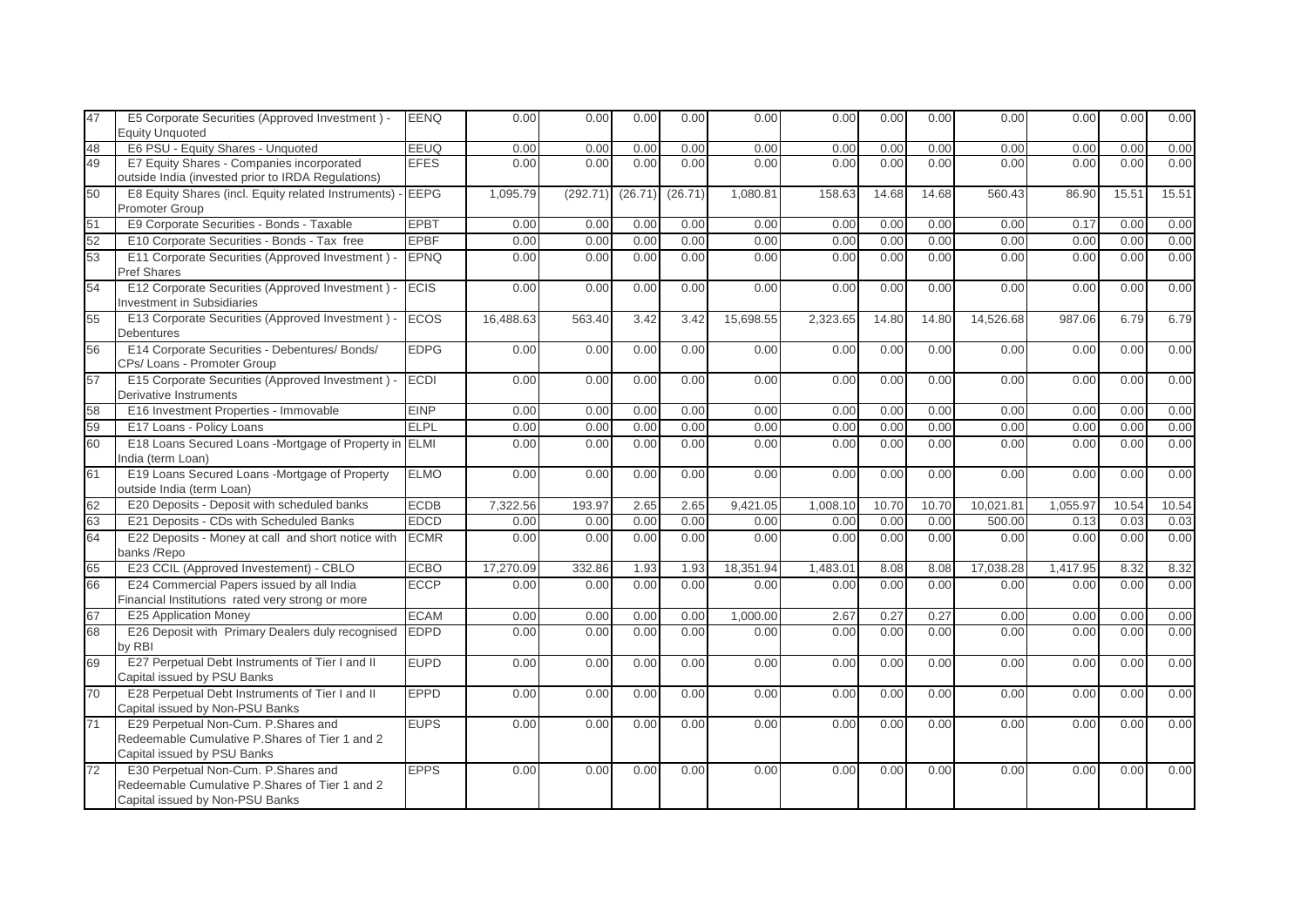| 47 | E5 Corporate Securities (Approved Investment ) - Equity Unquoted | EENQ | 0.00 | 0.00 | 0.00 | 0.00 | 0.00 | 0.00 | 0.00 | 0.00 | 0.00 | 0.00 | 0.00 | 0.00 |
|---|---|---|---|---|---|---|---|---|---|---|---|---|---|---|
| 48 | E6 PSU - Equity Shares - Unquoted | EEUQ | 0.00 | 0.00 | 0.00 | 0.00 | 0.00 | 0.00 | 0.00 | 0.00 | 0.00 | 0.00 | 0.00 | 0.00 |
| 49 | E7 Equity Shares - Companies incorporated outside India (invested prior to IRDA Regulations) | EFES | 0.00 | 0.00 | 0.00 | 0.00 | 0.00 | 0.00 | 0.00 | 0.00 | 0.00 | 0.00 | 0.00 | 0.00 |
| 50 | E8 Equity Shares (incl. Equity related Instruments) - Promoter Group | EEPG | 1,095.79 | (292.71) | (26.71) | (26.71) | 1,080.81 | 158.63 | 14.68 | 14.68 | 560.43 | 86.90 | 15.51 | 15.51 |
| 51 | E9 Corporate Securities - Bonds - Taxable | EPBT | 0.00 | 0.00 | 0.00 | 0.00 | 0.00 | 0.00 | 0.00 | 0.00 | 0.00 | 0.17 | 0.00 | 0.00 |
| 52 | E10 Corporate Securities - Bonds - Tax free | EPBF | 0.00 | 0.00 | 0.00 | 0.00 | 0.00 | 0.00 | 0.00 | 0.00 | 0.00 | 0.00 | 0.00 | 0.00 |
| 53 | E11 Corporate Securities (Approved Investment ) - Pref Shares | EPNQ | 0.00 | 0.00 | 0.00 | 0.00 | 0.00 | 0.00 | 0.00 | 0.00 | 0.00 | 0.00 | 0.00 | 0.00 |
| 54 | E12 Corporate Securities (Approved Investment ) - Investment in Subsidiaries | ECIS | 0.00 | 0.00 | 0.00 | 0.00 | 0.00 | 0.00 | 0.00 | 0.00 | 0.00 | 0.00 | 0.00 | 0.00 |
| 55 | E13 Corporate Securities (Approved Investment ) - Debentures | ECOS | 16,488.63 | 563.40 | 3.42 | 3.42 | 15,698.55 | 2,323.65 | 14.80 | 14.80 | 14,526.68 | 987.06 | 6.79 | 6.79 |
| 56 | E14 Corporate Securities - Debentures/ Bonds/ CPs/ Loans - Promoter Group | EDPG | 0.00 | 0.00 | 0.00 | 0.00 | 0.00 | 0.00 | 0.00 | 0.00 | 0.00 | 0.00 | 0.00 | 0.00 |
| 57 | E15 Corporate Securities (Approved Investment ) - Derivative Instruments | ECDI | 0.00 | 0.00 | 0.00 | 0.00 | 0.00 | 0.00 | 0.00 | 0.00 | 0.00 | 0.00 | 0.00 | 0.00 |
| 58 | E16 Investment Properties - Immovable | EINP | 0.00 | 0.00 | 0.00 | 0.00 | 0.00 | 0.00 | 0.00 | 0.00 | 0.00 | 0.00 | 0.00 | 0.00 |
| 59 | E17 Loans - Policy Loans | ELPL | 0.00 | 0.00 | 0.00 | 0.00 | 0.00 | 0.00 | 0.00 | 0.00 | 0.00 | 0.00 | 0.00 | 0.00 |
| 60 | E18 Loans Secured Loans -Mortgage of Property in India (term Loan) | ELMI | 0.00 | 0.00 | 0.00 | 0.00 | 0.00 | 0.00 | 0.00 | 0.00 | 0.00 | 0.00 | 0.00 | 0.00 |
| 61 | E19 Loans Secured Loans -Mortgage of Property outside India (term Loan) | ELMO | 0.00 | 0.00 | 0.00 | 0.00 | 0.00 | 0.00 | 0.00 | 0.00 | 0.00 | 0.00 | 0.00 | 0.00 |
| 62 | E20 Deposits - Deposit with scheduled banks | ECDB | 7,322.56 | 193.97 | 2.65 | 2.65 | 9,421.05 | 1,008.10 | 10.70 | 10.70 | 10,021.81 | 1,055.97 | 10.54 | 10.54 |
| 63 | E21 Deposits - CDs with Scheduled Banks | EDCD | 0.00 | 0.00 | 0.00 | 0.00 | 0.00 | 0.00 | 0.00 | 0.00 | 500.00 | 0.13 | 0.03 | 0.03 |
| 64 | E22 Deposits - Money at call and short notice with banks /Repo | ECMR | 0.00 | 0.00 | 0.00 | 0.00 | 0.00 | 0.00 | 0.00 | 0.00 | 0.00 | 0.00 | 0.00 | 0.00 |
| 65 | E23 CCIL (Approved Investement) - CBLO | ECBO | 17,270.09 | 332.86 | 1.93 | 1.93 | 18,351.94 | 1,483.01 | 8.08 | 8.08 | 17,038.28 | 1,417.95 | 8.32 | 8.32 |
| 66 | E24 Commercial Papers issued by all India Financial Institutions rated very strong or more | ECCP | 0.00 | 0.00 | 0.00 | 0.00 | 0.00 | 0.00 | 0.00 | 0.00 | 0.00 | 0.00 | 0.00 | 0.00 |
| 67 | E25 Application Money | ECAM | 0.00 | 0.00 | 0.00 | 0.00 | 1,000.00 | 2.67 | 0.27 | 0.27 | 0.00 | 0.00 | 0.00 | 0.00 |
| 68 | E26 Deposit with Primary Dealers duly recognised by RBI | EDPD | 0.00 | 0.00 | 0.00 | 0.00 | 0.00 | 0.00 | 0.00 | 0.00 | 0.00 | 0.00 | 0.00 | 0.00 |
| 69 | E27 Perpetual Debt Instruments of Tier I and II Capital issued by PSU Banks | EUPD | 0.00 | 0.00 | 0.00 | 0.00 | 0.00 | 0.00 | 0.00 | 0.00 | 0.00 | 0.00 | 0.00 | 0.00 |
| 70 | E28 Perpetual Debt Instruments of Tier I and II Capital issued by Non-PSU Banks | EPPD | 0.00 | 0.00 | 0.00 | 0.00 | 0.00 | 0.00 | 0.00 | 0.00 | 0.00 | 0.00 | 0.00 | 0.00 |
| 71 | E29 Perpetual Non-Cum. P.Shares and Redeemable Cumulative P.Shares of Tier 1 and 2 Capital issued by PSU Banks | EUPS | 0.00 | 0.00 | 0.00 | 0.00 | 0.00 | 0.00 | 0.00 | 0.00 | 0.00 | 0.00 | 0.00 | 0.00 |
| 72 | E30 Perpetual Non-Cum. P.Shares and Redeemable Cumulative P.Shares of Tier 1 and 2 Capital issued by Non-PSU Banks | EPPS | 0.00 | 0.00 | 0.00 | 0.00 | 0.00 | 0.00 | 0.00 | 0.00 | 0.00 | 0.00 | 0.00 | 0.00 |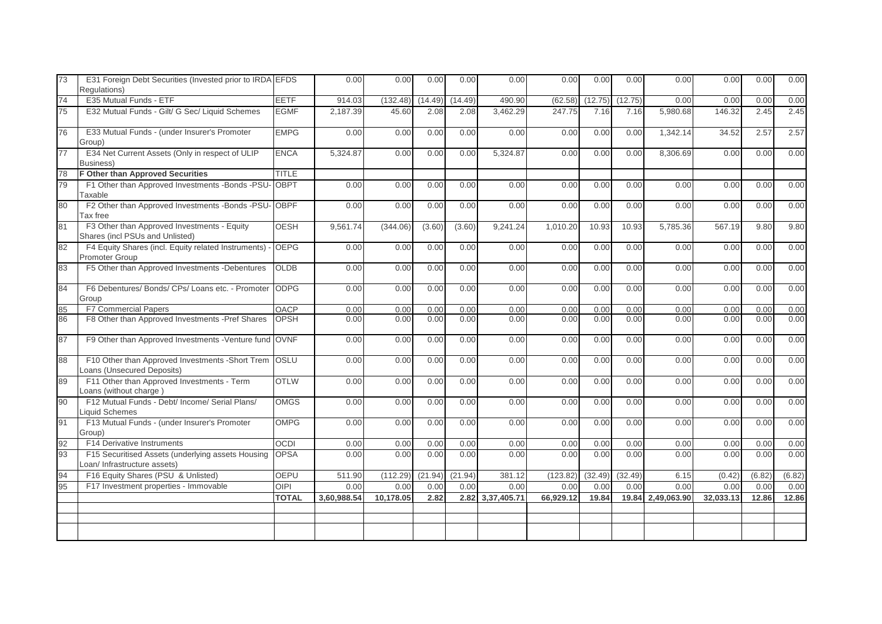| | | | | | | | | | | | | | | |
|---|---|---|---|---|---|---|---|---|---|---|---|---|---|---|
| 73 | E31 Foreign Debt Securities (Invested prior to IRDA Regulations) | EFDS | 0.00 | 0.00 | 0.00 | 0.00 | 0.00 | 0.00 | 0.00 | 0.00 | 0.00 | 0.00 | 0.00 | 0.00 |
| 74 | E35 Mutual Funds - ETF | EETF | 914.03 | (132.48) | (14.49) | (14.49) | 490.90 | (62.58) | (12.75) | (12.75) | 0.00 | 0.00 | 0.00 | 0.00 |
| 75 | E32 Mutual Funds - Gilt/ G Sec/ Liquid Schemes | EGMF | 2,187.39 | 45.60 | 2.08 | 2.08 | 3,462.29 | 247.75 | 7.16 | 7.16 | 5,980.68 | 146.32 | 2.45 | 2.45 |
| 76 | E33 Mutual Funds - (under Insurer's Promoter Group) | EMPG | 0.00 | 0.00 | 0.00 | 0.00 | 0.00 | 0.00 | 0.00 | 0.00 | 1,342.14 | 34.52 | 2.57 | 2.57 |
| 77 | E34 Net Current Assets (Only in respect of ULIP Business) | ENCA | 5,324.87 | 0.00 | 0.00 | 0.00 | 5,324.87 | 0.00 | 0.00 | 0.00 | 8,306.69 | 0.00 | 0.00 | 0.00 |
| 78 | **F Other than Approved Securities** | TITLE | | | | | | | | | | | | |
| 79 | F1 Other than Approved Investments -Bonds -PSU- Taxable | OBPT | 0.00 | 0.00 | 0.00 | 0.00 | 0.00 | 0.00 | 0.00 | 0.00 | 0.00 | 0.00 | 0.00 | 0.00 |
| 80 | F2 Other than Approved Investments -Bonds -PSU- Tax free | OBPF | 0.00 | 0.00 | 0.00 | 0.00 | 0.00 | 0.00 | 0.00 | 0.00 | 0.00 | 0.00 | 0.00 | 0.00 |
| 81 | F3 Other than Approved Investments - Equity Shares (incl PSUs and Unlisted) | OESH | 9,561.74 | (344.06) | (3.60) | (3.60) | 9,241.24 | 1,010.20 | 10.93 | 10.93 | 5,785.36 | 567.19 | 9.80 | 9.80 |
| 82 | F4 Equity Shares (incl. Equity related Instruments) - Promoter Group | OEPG | 0.00 | 0.00 | 0.00 | 0.00 | 0.00 | 0.00 | 0.00 | 0.00 | 0.00 | 0.00 | 0.00 | 0.00 |
| 83 | F5 Other than Approved Investments -Debentures | OLDB | 0.00 | 0.00 | 0.00 | 0.00 | 0.00 | 0.00 | 0.00 | 0.00 | 0.00 | 0.00 | 0.00 | 0.00 |
| 84 | F6 Debentures/ Bonds/ CPs/ Loans etc. - Promoter Group | ODPG | 0.00 | 0.00 | 0.00 | 0.00 | 0.00 | 0.00 | 0.00 | 0.00 | 0.00 | 0.00 | 0.00 | 0.00 |
| 85 | F7 Commercial Papers | OACP | 0.00 | 0.00 | 0.00 | 0.00 | 0.00 | 0.00 | 0.00 | 0.00 | 0.00 | 0.00 | 0.00 | 0.00 |
| 86 | F8 Other than Approved Investments -Pref Shares | OPSH | 0.00 | 0.00 | 0.00 | 0.00 | 0.00 | 0.00 | 0.00 | 0.00 | 0.00 | 0.00 | 0.00 | 0.00 |
| 87 | F9 Other than Approved Investments -Venture fund | OVNF | 0.00 | 0.00 | 0.00 | 0.00 | 0.00 | 0.00 | 0.00 | 0.00 | 0.00 | 0.00 | 0.00 | 0.00 |
| 88 | F10 Other than Approved Investments -Short Trem Loans (Unsecured Deposits) | OSLU | 0.00 | 0.00 | 0.00 | 0.00 | 0.00 | 0.00 | 0.00 | 0.00 | 0.00 | 0.00 | 0.00 | 0.00 |
| 89 | F11 Other than Approved Investments - Term Loans (without charge ) | OTLW | 0.00 | 0.00 | 0.00 | 0.00 | 0.00 | 0.00 | 0.00 | 0.00 | 0.00 | 0.00 | 0.00 | 0.00 |
| 90 | F12 Mutual Funds - Debt/ Income/ Serial Plans/ Liquid Schemes | OMGS | 0.00 | 0.00 | 0.00 | 0.00 | 0.00 | 0.00 | 0.00 | 0.00 | 0.00 | 0.00 | 0.00 | 0.00 |
| 91 | F13 Mutual Funds - (under Insurer's Promoter Group) | OMPG | 0.00 | 0.00 | 0.00 | 0.00 | 0.00 | 0.00 | 0.00 | 0.00 | 0.00 | 0.00 | 0.00 | 0.00 |
| 92 | F14 Derivative Instruments | OCDI | 0.00 | 0.00 | 0.00 | 0.00 | 0.00 | 0.00 | 0.00 | 0.00 | 0.00 | 0.00 | 0.00 | 0.00 |
| 93 | F15 Securitised Assets (underlying assets Housing Loan/ Infrastructure assets) | OPSA | 0.00 | 0.00 | 0.00 | 0.00 | 0.00 | 0.00 | 0.00 | 0.00 | 0.00 | 0.00 | 0.00 | 0.00 |
| 94 | F16 Equity Shares (PSU & Unlisted) | OEPU | 511.90 | (112.29) | (21.94) | (21.94) | 381.12 | (123.82) | (32.49) | (32.49) | 6.15 | (0.42) | (6.82) | (6.82) |
| 95 | F17 Investment properties - Immovable | OIPI | 0.00 | 0.00 | 0.00 | 0.00 | 0.00 | 0.00 | 0.00 | 0.00 | 0.00 | 0.00 | 0.00 | 0.00 |
| | | **TOTAL** | **3,60,988.54** | **10,178.05** | **2.82** | **2.82** | **3,37,405.71** | **66,929.12** | **19.84** | **19.84** | **2,49,063.90** | **32,033.13** | **12.86** | **12.86** |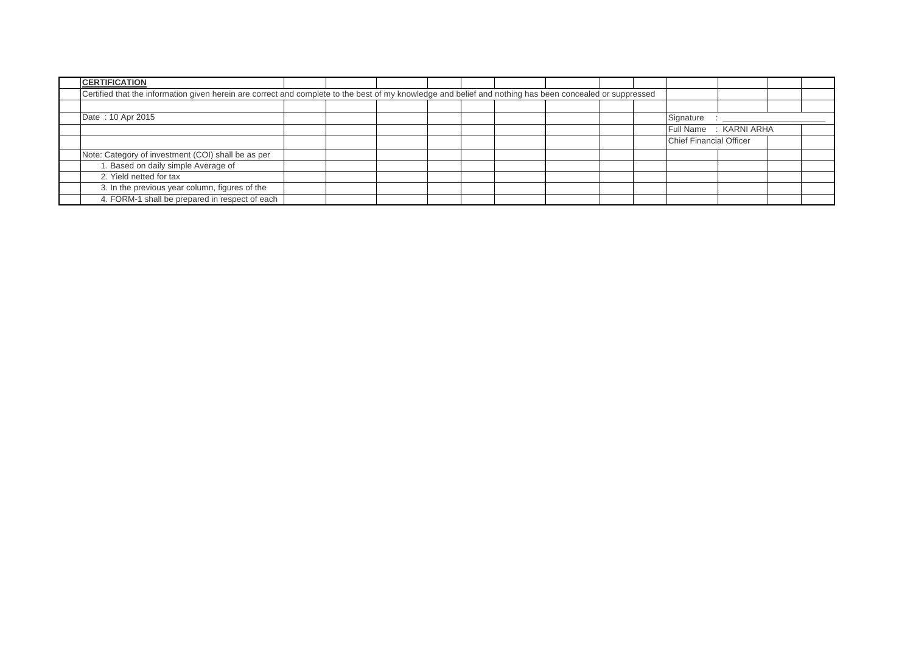**CERTIFICATION**

Certified that the information given herein are correct and complete to the best of my knowledge and belief and nothing has been concealed or suppressed

Date : 10 Apr 2015

Signature : ______________________

Full Name : KARNI ARHA

Chief Financial Officer

Note: Category of investment (COI) shall be as per

1. Based on daily simple Average of
2. Yield netted for tax
3. In the previous year column, figures of the
4. FORM-1 shall be prepared in respect of each